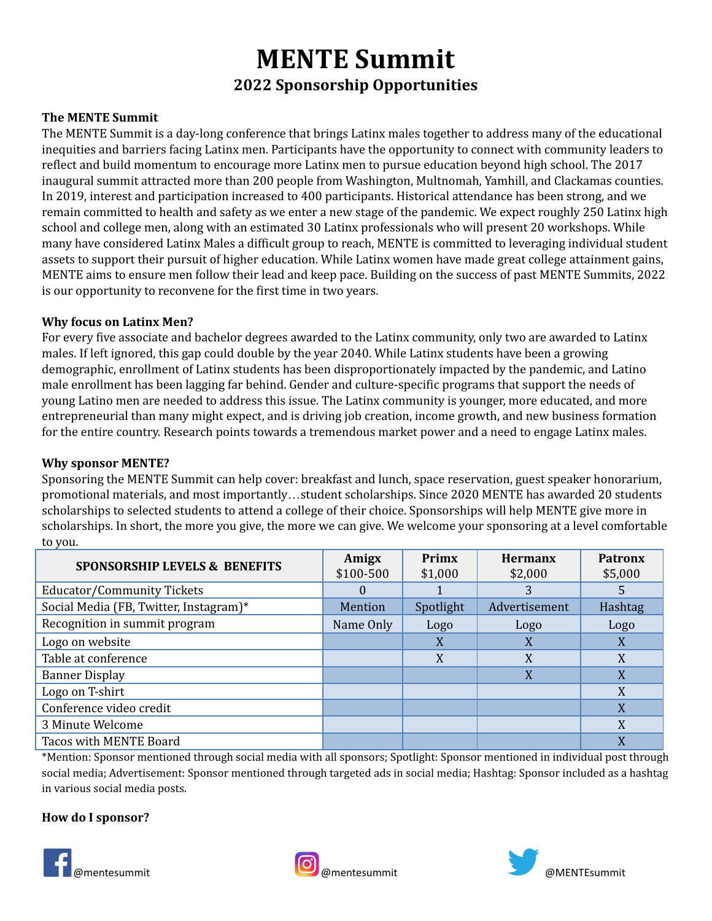# MENTE Summit

## 2022 Sponsorship Opportunities

**The MENTE Summit**

The MENTE Summit is a day-long conference that brings Latinx males together to address many of the educational inequities and barriers facing Latinx men. Participants have the opportunity to connect with community leaders to reflect and build momentum to encourage more Latinx men to pursue education beyond high school. The 2017 inaugural summit attracted more than 200 people from Washington, Multnomah, Yamhill, and Clackamas counties. In 2019, interest and participation increased to 400 participants. Historical attendance has been strong, and we remain committed to health and safety as we enter a new stage of the pandemic. We expect roughly 250 Latinx high school and college men, along with an estimated 30 Latinx professionals who will present 20 workshops. While many have considered Latinx Males a difficult group to reach, MENTE is committed to leveraging individual student assets to support their pursuit of higher education. While Latinx women have made great college attainment gains, MENTE aims to ensure men follow their lead and keep pace. Building on the success of past MENTE Summits, 2022 is our opportunity to reconvene for the first time in two years.

**Why focus on Latinx Men?**

For every five associate and bachelor degrees awarded to the Latinx community, only two are awarded to Latinx males. If left ignored, this gap could double by the year 2040. While Latinx students have been a growing demographic, enrollment of Latinx students has been disproportionately impacted by the pandemic, and Latino male enrollment has been lagging far behind. Gender and culture-specific programs that support the needs of young Latino men are needed to address this issue. The Latinx community is younger, more educated, and more entrepreneurial than many might expect, and is driving job creation, income growth, and new business formation for the entire country. Research points towards a tremendous market power and a need to engage Latinx males.

**Why sponsor MENTE?**

Sponsoring the MENTE Summit can help cover: breakfast and lunch, space reservation, guest speaker honorarium, promotional materials, and most importantly…student scholarships. Since 2020 MENTE has awarded 20 students scholarships to selected students to attend a college of their choice. Sponsorships will help MENTE give more in scholarships. In short, the more you give, the more we can give. We welcome your sponsoring at a level comfortable to you.

| SPONSORSHIP LEVELS & BENEFITS | **Amigx** $100-500 | **Primx** $1,000 | **Hermanx** $2,000 | **Patronx** $5,000 |
|---|---|---|---|---|
| Educator/Community Tickets | 0 | 1 | 3 | 5 |
| Social Media (FB, Twitter, Instagram)* | Mention | Spotlight | Advertisement | Hashtag |
| Recognition in summit program | Name Only | Logo | Logo | Logo |
| Logo on website | | X | X | X |
| Table at conference | | X | X | X |
| Banner Display | | | X | X |
| Logo on T-shirt | | | | X |
| Conference video credit | | | | X |
| 3 Minute Welcome | | | | X |
| Tacos with MENTE Board | | | | X |

*Mention: Sponsor mentioned through social media with all sponsors; Spotlight: Sponsor mentioned in individual post through social media; Advertisement: Sponsor mentioned through targeted ads in social media; Hashtag: Sponsor included as a hashtag in various social media posts.

**How do I sponsor?**

@mentesummit @mentesummit @MENTEsummit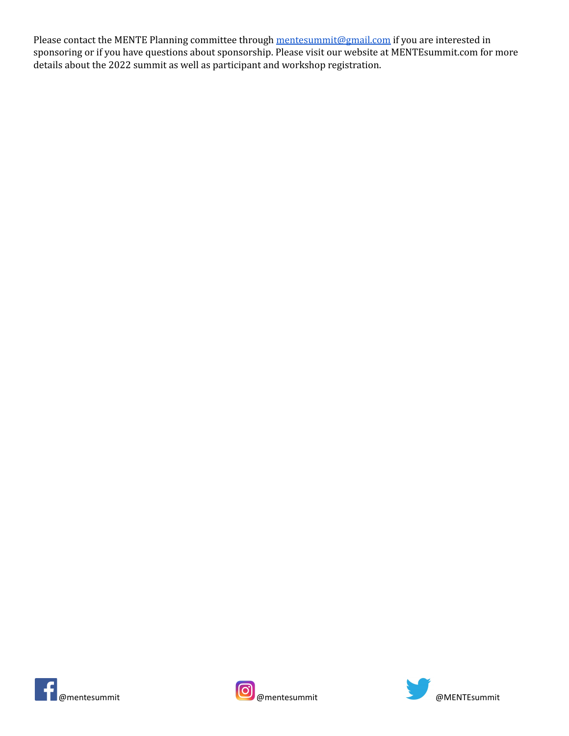Please contact the MENTE Planning committee through mentesummit@gmail.com if you are interested in sponsoring or if you have questions about sponsorship. Please visit our website at MENTEsummit.com for more details about the 2022 summit as well as participant and workshop registration.

@mentesummit @mentesummit @MENTEsummit